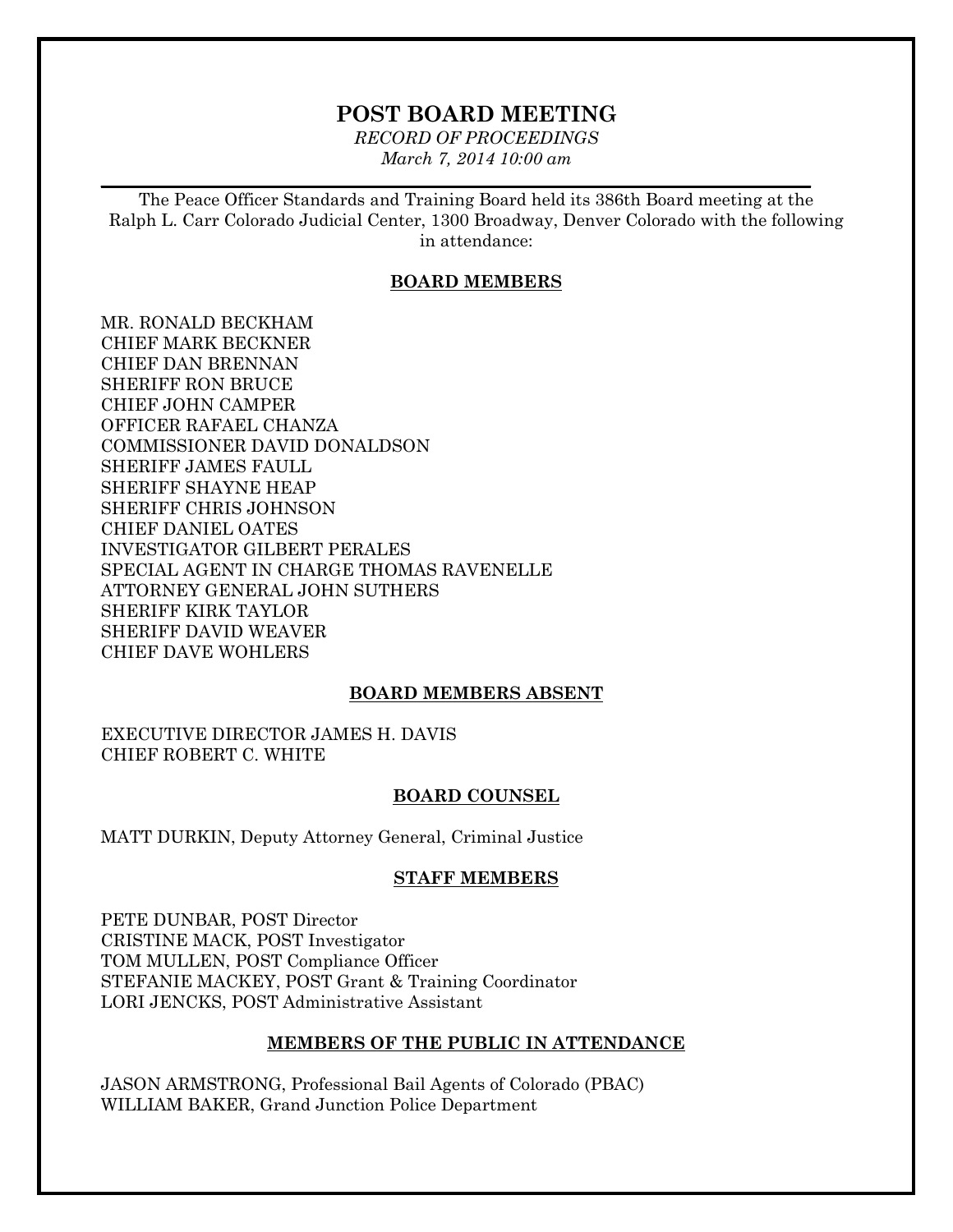# POST BOARD MEETING

*RECORD OF PROCEEDINGS*

*March 7, 2014 10:00 am*

---

The Peace Officer Standards and Training Board held its 386th Board meeting at the Ralph L. Carr Colorado Judicial Center, 1300 Broadway, Denver Colorado with the following in attendance:

## BOARD MEMBERS

MR. RONALD BECKHAM
CHIEF MARK BECKNER
CHIEF DAN BRENNAN
SHERIFF RON BRUCE
CHIEF JOHN CAMPER
OFFICER RAFAEL CHANZA
COMMISSIONER DAVID DONALDSON
SHERIFF JAMES FAULL
SHERIFF SHAYNE HEAP
SHERIFF CHRIS JOHNSON
CHIEF DANIEL OATES
INVESTIGATOR GILBERT PERALES
SPECIAL AGENT IN CHARGE THOMAS RAVENELLE
ATTORNEY GENERAL JOHN SUTHERS
SHERIFF KIRK TAYLOR
SHERIFF DAVID WEAVER
CHIEF DAVE WOHLERS

## BOARD MEMBERS ABSENT

EXECUTIVE DIRECTOR JAMES H. DAVIS
CHIEF ROBERT C. WHITE

## BOARD COUNSEL

MATT DURKIN, Deputy Attorney General, Criminal Justice

## STAFF MEMBERS

PETE DUNBAR, POST Director
CRISTINE MACK, POST Investigator
TOM MULLEN, POST Compliance Officer
STEFANIE MACKEY, POST Grant & Training Coordinator
LORI JENCKS, POST Administrative Assistant

## MEMBERS OF THE PUBLIC IN ATTENDANCE

JASON ARMSTRONG, Professional Bail Agents of Colorado (PBAC)
WILLIAM BAKER, Grand Junction Police Department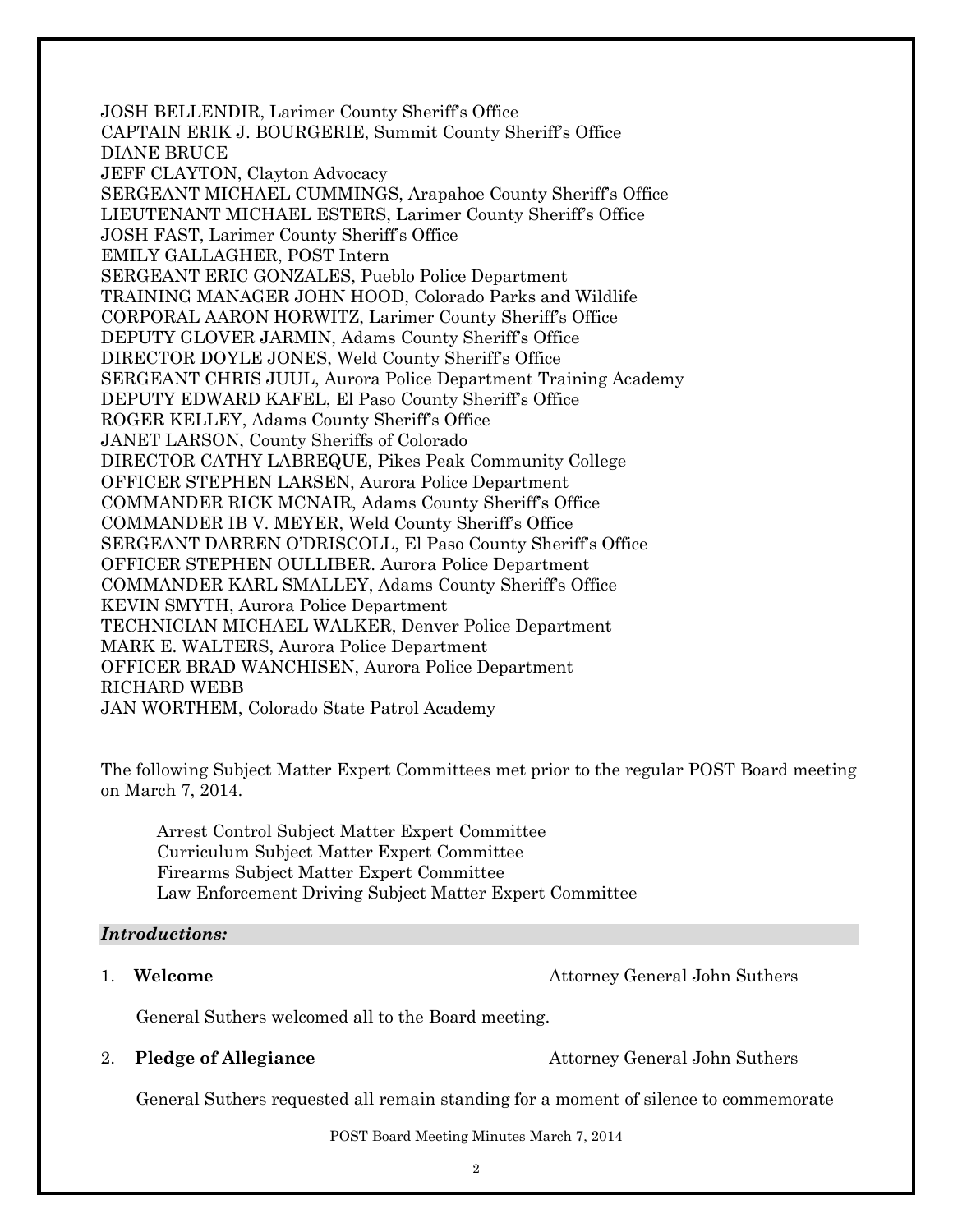JOSH BELLENDIR, Larimer County Sheriff's Office
CAPTAIN ERIK J. BOURGERIE, Summit County Sheriff's Office
DIANE BRUCE
JEFF CLAYTON, Clayton Advocacy
SERGEANT MICHAEL CUMMINGS, Arapahoe County Sheriff's Office
LIEUTENANT MICHAEL ESTERS, Larimer County Sheriff's Office
JOSH FAST, Larimer County Sheriff's Office
EMILY GALLAGHER, POST Intern
SERGEANT ERIC GONZALES, Pueblo Police Department
TRAINING MANAGER JOHN HOOD, Colorado Parks and Wildlife
CORPORAL AARON HORWITZ, Larimer County Sheriff's Office
DEPUTY GLOVER JARMIN, Adams County Sheriff's Office
DIRECTOR DOYLE JONES, Weld County Sheriff's Office
SERGEANT CHRIS JUUL, Aurora Police Department Training Academy
DEPUTY EDWARD KAFEL, El Paso County Sheriff's Office
ROGER KELLEY, Adams County Sheriff's Office
JANET LARSON, County Sheriffs of Colorado
DIRECTOR CATHY LABREQUE, Pikes Peak Community College
OFFICER STEPHEN LARSEN, Aurora Police Department
COMMANDER RICK MCNAIR, Adams County Sheriff's Office
COMMANDER IB V. MEYER, Weld County Sheriff's Office
SERGEANT DARREN O'DRISCOLL, El Paso County Sheriff's Office
OFFICER STEPHEN OULLIBER. Aurora Police Department
COMMANDER KARL SMALLEY, Adams County Sheriff's Office
KEVIN SMYTH, Aurora Police Department
TECHNICIAN MICHAEL WALKER, Denver Police Department
MARK E. WALTERS, Aurora Police Department
OFFICER BRAD WANCHISEN, Aurora Police Department
RICHARD WEBB
JAN WORTHEM, Colorado State Patrol Academy

The following Subject Matter Expert Committees met prior to the regular POST Board meeting on March 7, 2014.

Arrest Control Subject Matter Expert Committee
Curriculum Subject Matter Expert Committee
Firearms Subject Matter Expert Committee
Law Enforcement Driving Subject Matter Expert Committee

### *Introductions:*

1. **Welcome** — Attorney General John Suthers

   General Suthers welcomed all to the Board meeting.

2. **Pledge of Allegiance** — Attorney General John Suthers

   General Suthers requested all remain standing for a moment of silence to commemorate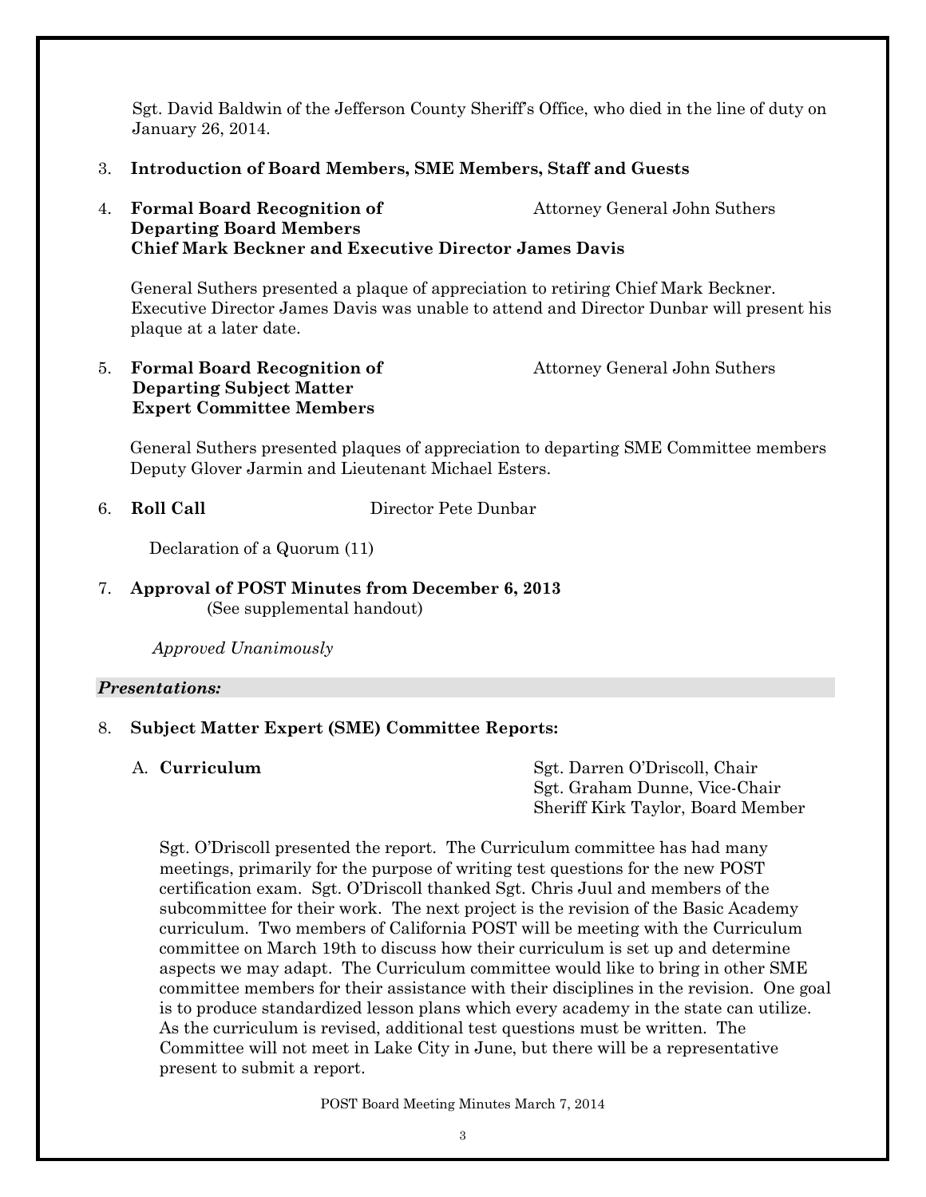Sgt. David Baldwin of the Jefferson County Sheriff's Office, who died in the line of duty on January 26, 2014.

3. **Introduction of Board Members, SME Members, Staff and Guests**

4. **Formal Board Recognition of Departing Board Members Chief Mark Beckner and Executive Director James Davis** — Attorney General John Suthers

   General Suthers presented a plaque of appreciation to retiring Chief Mark Beckner. Executive Director James Davis was unable to attend and Director Dunbar will present his plaque at a later date.

5. **Formal Board Recognition of Departing Subject Matter Expert Committee Members** — Attorney General John Suthers

   General Suthers presented plaques of appreciation to departing SME Committee members Deputy Glover Jarmin and Lieutenant Michael Esters.

6. **Roll Call** — Director Pete Dunbar

   Declaration of a Quorum (11)

7. **Approval of POST Minutes from December 6, 2013**
   (See supplemental handout)

   *Approved Unanimously*

***Presentations:***

8. **Subject Matter Expert (SME) Committee Reports:**

   A. **Curriculum** — Sgt. Darren O'Driscoll, Chair; Sgt. Graham Dunne, Vice-Chair; Sheriff Kirk Taylor, Board Member

   Sgt. O'Driscoll presented the report. The Curriculum committee has had many meetings, primarily for the purpose of writing test questions for the new POST certification exam. Sgt. O'Driscoll thanked Sgt. Chris Juul and members of the subcommittee for their work. The next project is the revision of the Basic Academy curriculum. Two members of California POST will be meeting with the Curriculum committee on March 19th to discuss how their curriculum is set up and determine aspects we may adapt. The Curriculum committee would like to bring in other SME committee members for their assistance with their disciplines in the revision. One goal is to produce standardized lesson plans which every academy in the state can utilize. As the curriculum is revised, additional test questions must be written. The Committee will not meet in Lake City in June, but there will be a representative present to submit a report.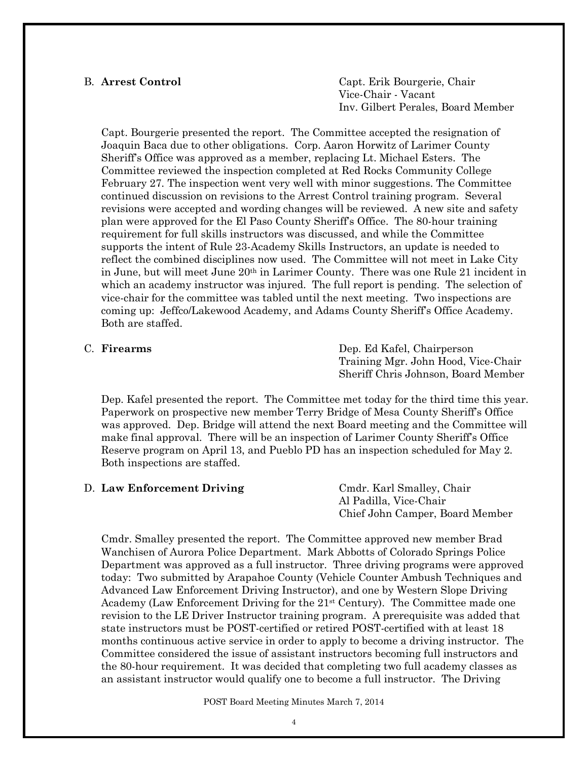B. **Arrest Control**

Capt. Erik Bourgerie, Chair
Vice-Chair - Vacant
Inv. Gilbert Perales, Board Member

Capt. Bourgerie presented the report. The Committee accepted the resignation of Joaquin Baca due to other obligations. Corp. Aaron Horwitz of Larimer County Sheriff's Office was approved as a member, replacing Lt. Michael Esters. The Committee reviewed the inspection completed at Red Rocks Community College February 27. The inspection went very well with minor suggestions. The Committee continued discussion on revisions to the Arrest Control training program. Several revisions were accepted and wording changes will be reviewed. A new site and safety plan were approved for the El Paso County Sheriff's Office. The 80-hour training requirement for full skills instructors was discussed, and while the Committee supports the intent of Rule 23-Academy Skills Instructors, an update is needed to reflect the combined disciplines now used. The Committee will not meet in Lake City in June, but will meet June 20th in Larimer County. There was one Rule 21 incident in which an academy instructor was injured. The full report is pending. The selection of vice-chair for the committee was tabled until the next meeting. Two inspections are coming up: Jeffco/Lakewood Academy, and Adams County Sheriff's Office Academy. Both are staffed.

C. **Firearms**

Dep. Ed Kafel, Chairperson
Training Mgr. John Hood, Vice-Chair
Sheriff Chris Johnson, Board Member

Dep. Kafel presented the report. The Committee met today for the third time this year. Paperwork on prospective new member Terry Bridge of Mesa County Sheriff's Office was approved. Dep. Bridge will attend the next Board meeting and the Committee will make final approval. There will be an inspection of Larimer County Sheriff's Office Reserve program on April 13, and Pueblo PD has an inspection scheduled for May 2. Both inspections are staffed.

D. **Law Enforcement Driving**

Cmdr. Karl Smalley, Chair
Al Padilla, Vice-Chair
Chief John Camper, Board Member

Cmdr. Smalley presented the report. The Committee approved new member Brad Wanchisen of Aurora Police Department. Mark Abbotts of Colorado Springs Police Department was approved as a full instructor. Three driving programs were approved today: Two submitted by Arapahoe County (Vehicle Counter Ambush Techniques and Advanced Law Enforcement Driving Instructor), and one by Western Slope Driving Academy (Law Enforcement Driving for the 21st Century). The Committee made one revision to the LE Driver Instructor training program. A prerequisite was added that state instructors must be POST-certified or retired POST-certified with at least 18 months continuous active service in order to apply to become a driving instructor. The Committee considered the issue of assistant instructors becoming full instructors and the 80-hour requirement. It was decided that completing two full academy classes as an assistant instructor would qualify one to become a full instructor. The Driving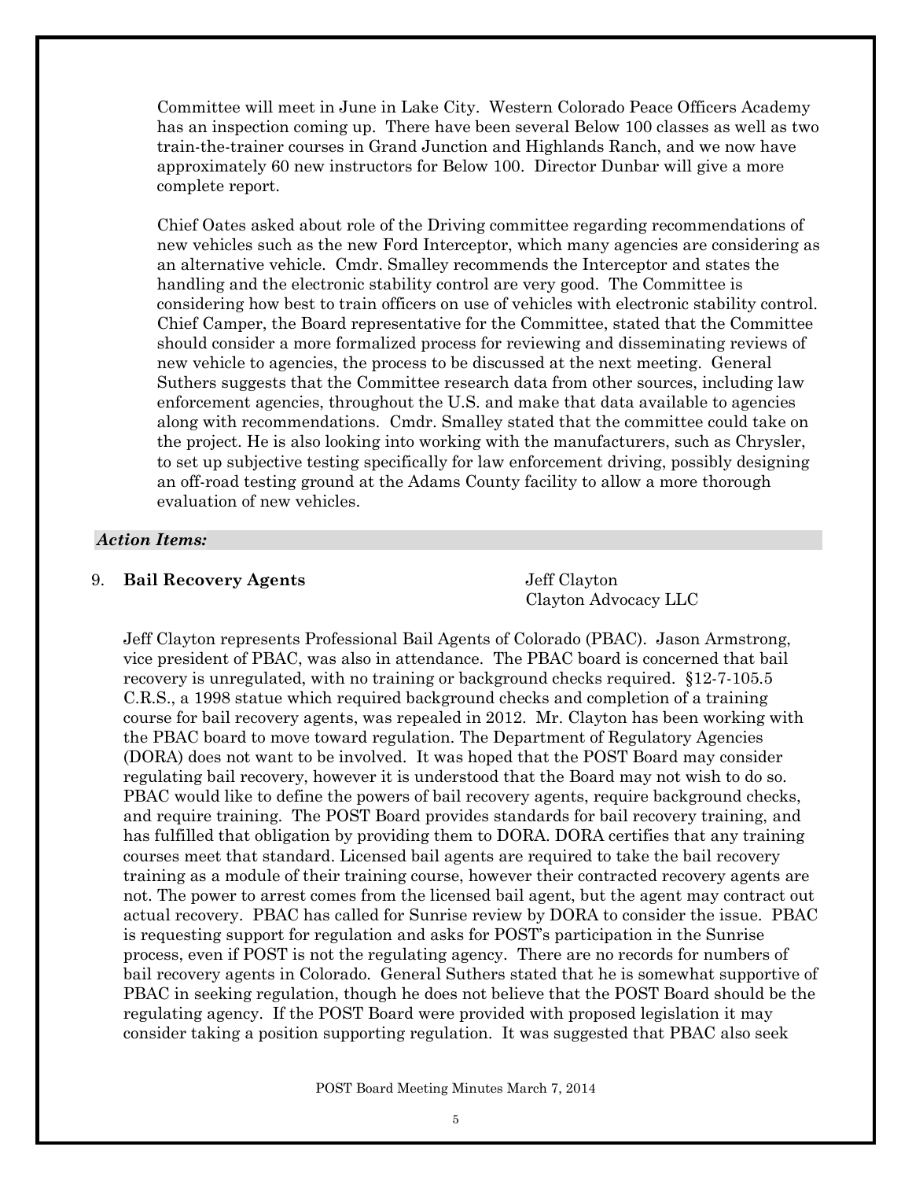Committee will meet in June in Lake City. Western Colorado Peace Officers Academy has an inspection coming up. There have been several Below 100 classes as well as two train-the-trainer courses in Grand Junction and Highlands Ranch, and we now have approximately 60 new instructors for Below 100. Director Dunbar will give a more complete report.

Chief Oates asked about role of the Driving committee regarding recommendations of new vehicles such as the new Ford Interceptor, which many agencies are considering as an alternative vehicle. Cmdr. Smalley recommends the Interceptor and states the handling and the electronic stability control are very good. The Committee is considering how best to train officers on use of vehicles with electronic stability control. Chief Camper, the Board representative for the Committee, stated that the Committee should consider a more formalized process for reviewing and disseminating reviews of new vehicle to agencies, the process to be discussed at the next meeting. General Suthers suggests that the Committee research data from other sources, including law enforcement agencies, throughout the U.S. and make that data available to agencies along with recommendations. Cmdr. Smalley stated that the committee could take on the project. He is also looking into working with the manufacturers, such as Chrysler, to set up subjective testing specifically for law enforcement driving, possibly designing an off-road testing ground at the Adams County facility to allow a more thorough evaluation of new vehicles.

***Action Items:***

9. **Bail Recovery Agents** — Jeff Clayton, Clayton Advocacy LLC

Jeff Clayton represents Professional Bail Agents of Colorado (PBAC). Jason Armstrong, vice president of PBAC, was also in attendance. The PBAC board is concerned that bail recovery is unregulated, with no training or background checks required. §12-7-105.5 C.R.S., a 1998 statue which required background checks and completion of a training course for bail recovery agents, was repealed in 2012. Mr. Clayton has been working with the PBAC board to move toward regulation. The Department of Regulatory Agencies (DORA) does not want to be involved. It was hoped that the POST Board may consider regulating bail recovery, however it is understood that the Board may not wish to do so. PBAC would like to define the powers of bail recovery agents, require background checks, and require training. The POST Board provides standards for bail recovery training, and has fulfilled that obligation by providing them to DORA. DORA certifies that any training courses meet that standard. Licensed bail agents are required to take the bail recovery training as a module of their training course, however their contracted recovery agents are not. The power to arrest comes from the licensed bail agent, but the agent may contract out actual recovery. PBAC has called for Sunrise review by DORA to consider the issue. PBAC is requesting support for regulation and asks for POST's participation in the Sunrise process, even if POST is not the regulating agency. There are no records for numbers of bail recovery agents in Colorado. General Suthers stated that he is somewhat supportive of PBAC in seeking regulation, though he does not believe that the POST Board should be the regulating agency. If the POST Board were provided with proposed legislation it may consider taking a position supporting regulation. It was suggested that PBAC also seek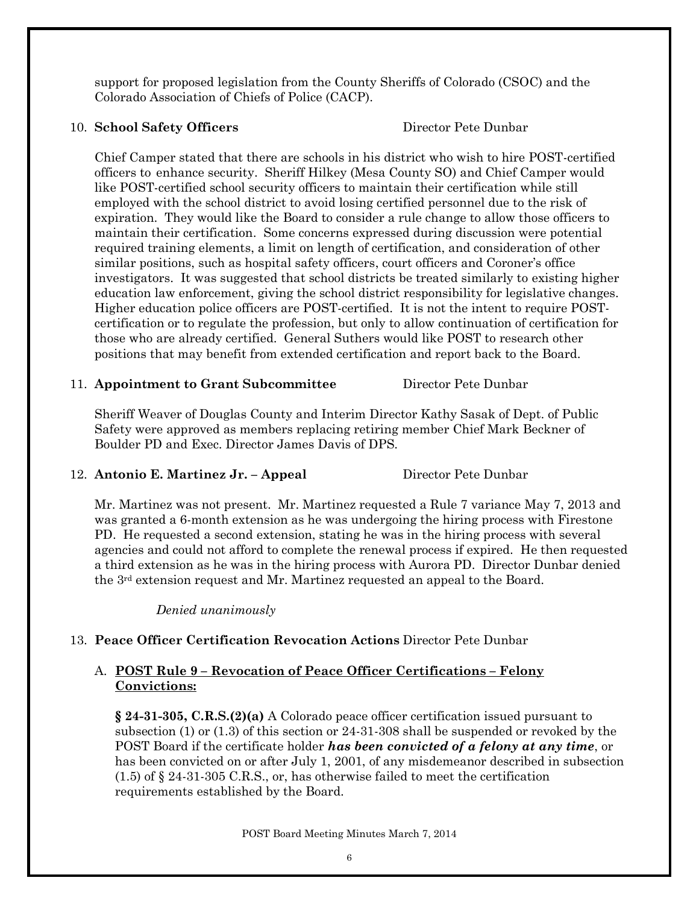support for proposed legislation from the County Sheriffs of Colorado (CSOC) and the Colorado Association of Chiefs of Police (CACP).

10. **School Safety Officers** Director Pete Dunbar

Chief Camper stated that there are schools in his district who wish to hire POST-certified officers to enhance security. Sheriff Hilkey (Mesa County SO) and Chief Camper would like POST-certified school security officers to maintain their certification while still employed with the school district to avoid losing certified personnel due to the risk of expiration. They would like the Board to consider a rule change to allow those officers to maintain their certification. Some concerns expressed during discussion were potential required training elements, a limit on length of certification, and consideration of other similar positions, such as hospital safety officers, court officers and Coroner's office investigators. It was suggested that school districts be treated similarly to existing higher education law enforcement, giving the school district responsibility for legislative changes. Higher education police officers are POST-certified. It is not the intent to require POST-certification or to regulate the profession, but only to allow continuation of certification for those who are already certified. General Suthers would like POST to research other positions that may benefit from extended certification and report back to the Board.

11. **Appointment to Grant Subcommittee** Director Pete Dunbar

Sheriff Weaver of Douglas County and Interim Director Kathy Sasak of Dept. of Public Safety were approved as members replacing retiring member Chief Mark Beckner of Boulder PD and Exec. Director James Davis of DPS.

12. **Antonio E. Martinez Jr. – Appeal** Director Pete Dunbar

Mr. Martinez was not present. Mr. Martinez requested a Rule 7 variance May 7, 2013 and was granted a 6-month extension as he was undergoing the hiring process with Firestone PD. He requested a second extension, stating he was in the hiring process with several agencies and could not afford to complete the renewal process if expired. He then requested a third extension as he was in the hiring process with Aurora PD. Director Dunbar denied the 3rd extension request and Mr. Martinez requested an appeal to the Board.

*Denied unanimously*

13. **Peace Officer Certification Revocation Actions** Director Pete Dunbar

A. **POST Rule 9 – Revocation of Peace Officer Certifications – Felony Convictions:**

**§ 24-31-305, C.R.S.(2)(a)** A Colorado peace officer certification issued pursuant to subsection (1) or (1.3) of this section or 24-31-308 shall be suspended or revoked by the POST Board if the certificate holder ***has been convicted of a felony at any time***, or has been convicted on or after July 1, 2001, of any misdemeanor described in subsection (1.5) of § 24-31-305 C.R.S., or, has otherwise failed to meet the certification requirements established by the Board.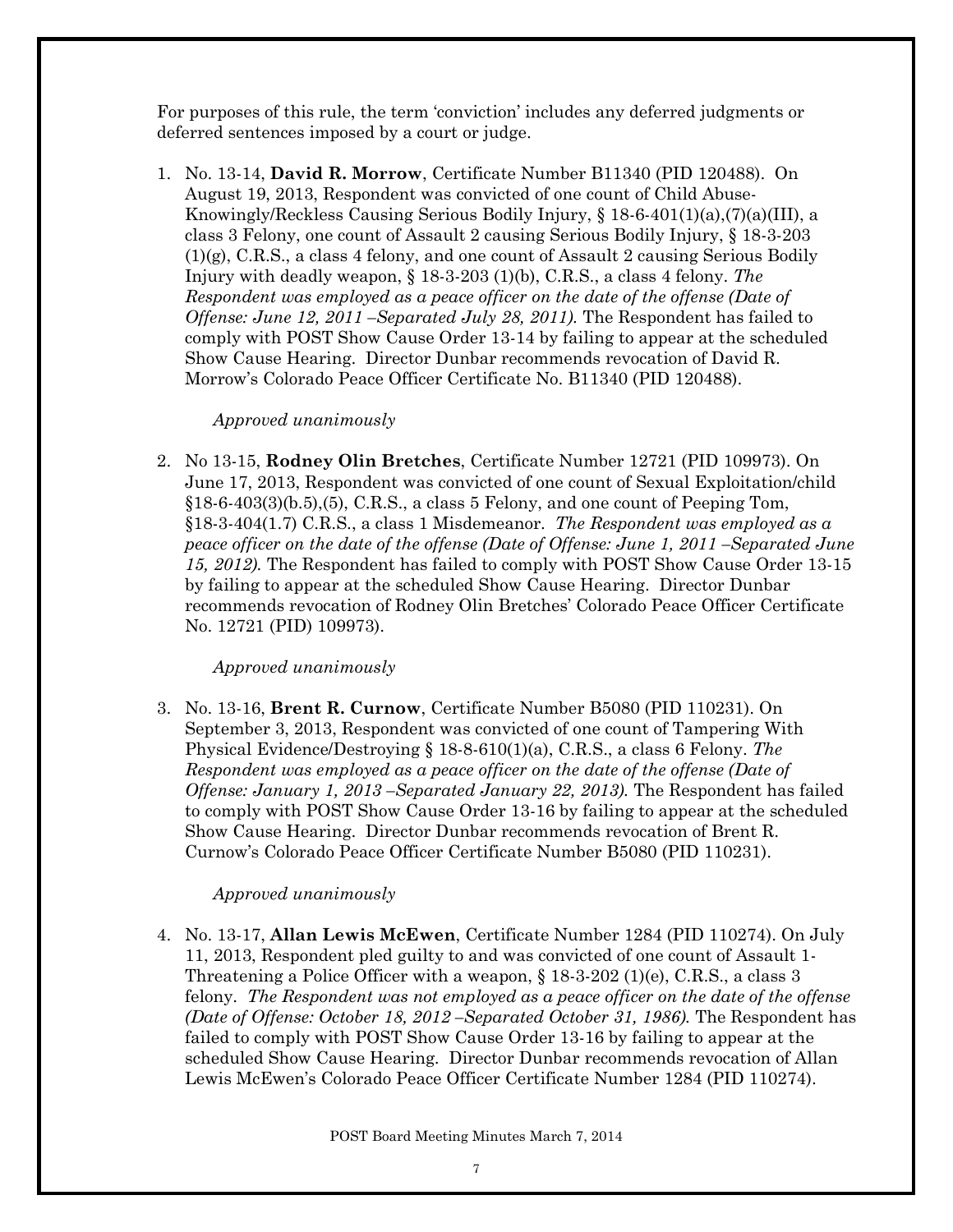For purposes of this rule, the term 'conviction' includes any deferred judgments or deferred sentences imposed by a court or judge.

1. No. 13-14, **David R. Morrow**, Certificate Number B11340 (PID 120488). On August 19, 2013, Respondent was convicted of one count of Child Abuse-Knowingly/Reckless Causing Serious Bodily Injury, § 18-6-401(1)(a),(7)(a)(III), a class 3 Felony, one count of Assault 2 causing Serious Bodily Injury, § 18-3-203 (1)(g), C.R.S., a class 4 felony, and one count of Assault 2 causing Serious Bodily Injury with deadly weapon, § 18-3-203 (1)(b), C.R.S., a class 4 felony. *The Respondent was employed as a peace officer on the date of the offense (Date of Offense: June 12, 2011 –Separated July 28, 2011).* The Respondent has failed to comply with POST Show Cause Order 13-14 by failing to appear at the scheduled Show Cause Hearing. Director Dunbar recommends revocation of David R. Morrow's Colorado Peace Officer Certificate No. B11340 (PID 120488).

   *Approved unanimously*

2. No 13-15, **Rodney Olin Bretches**, Certificate Number 12721 (PID 109973). On June 17, 2013, Respondent was convicted of one count of Sexual Exploitation/child §18-6-403(3)(b.5),(5), C.R.S., a class 5 Felony, and one count of Peeping Tom, §18-3-404(1.7) C.R.S., a class 1 Misdemeanor. *The Respondent was employed as a peace officer on the date of the offense (Date of Offense: June 1, 2011 –Separated June 15, 2012).* The Respondent has failed to comply with POST Show Cause Order 13-15 by failing to appear at the scheduled Show Cause Hearing. Director Dunbar recommends revocation of Rodney Olin Bretches' Colorado Peace Officer Certificate No. 12721 (PID) 109973).

   *Approved unanimously*

3. No. 13-16, **Brent R. Curnow**, Certificate Number B5080 (PID 110231). On September 3, 2013, Respondent was convicted of one count of Tampering With Physical Evidence/Destroying § 18-8-610(1)(a), C.R.S., a class 6 Felony. *The Respondent was employed as a peace officer on the date of the offense (Date of Offense: January 1, 2013 –Separated January 22, 2013).* The Respondent has failed to comply with POST Show Cause Order 13-16 by failing to appear at the scheduled Show Cause Hearing. Director Dunbar recommends revocation of Brent R. Curnow's Colorado Peace Officer Certificate Number B5080 (PID 110231).

   *Approved unanimously*

4. No. 13-17, **Allan Lewis McEwen**, Certificate Number 1284 (PID 110274). On July 11, 2013, Respondent pled guilty to and was convicted of one count of Assault 1-Threatening a Police Officer with a weapon, § 18-3-202 (1)(e), C.R.S., a class 3 felony. *The Respondent was not employed as a peace officer on the date of the offense (Date of Offense: October 18, 2012 –Separated October 31, 1986).* The Respondent has failed to comply with POST Show Cause Order 13-16 by failing to appear at the scheduled Show Cause Hearing. Director Dunbar recommends revocation of Allan Lewis McEwen's Colorado Peace Officer Certificate Number 1284 (PID 110274).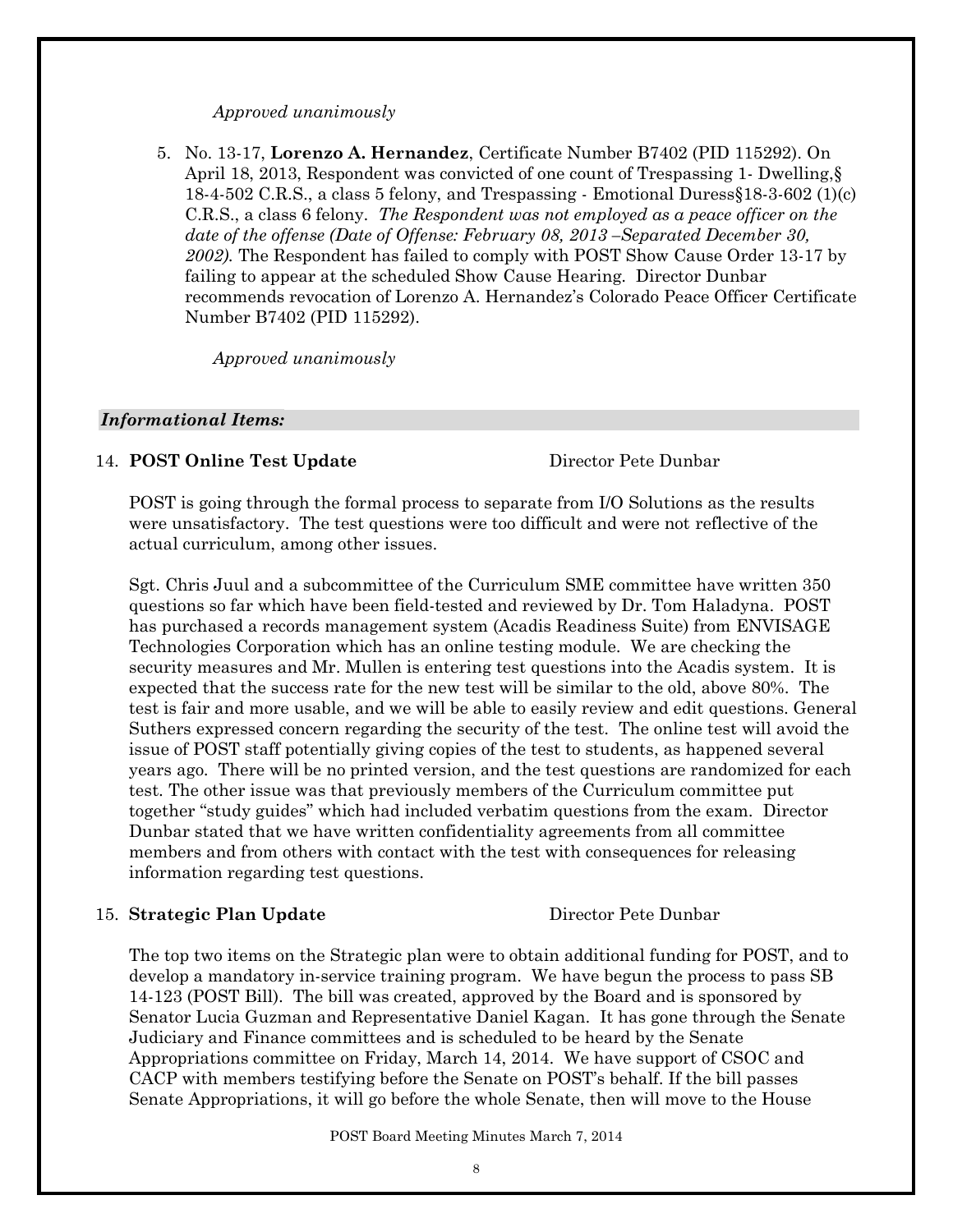*Approved unanimously*

5. No. 13-17, **Lorenzo A. Hernandez**, Certificate Number B7402 (PID 115292). On April 18, 2013, Respondent was convicted of one count of Trespassing 1- Dwelling,§ 18-4-502 C.R.S., a class 5 felony, and Trespassing - Emotional Duress§18-3-602 (1)(c) C.R.S., a class 6 felony. *The Respondent was not employed as a peace officer on the date of the offense (Date of Offense: February 08, 2013 –Separated December 30, 2002).* The Respondent has failed to comply with POST Show Cause Order 13-17 by failing to appear at the scheduled Show Cause Hearing. Director Dunbar recommends revocation of Lorenzo A. Hernandez's Colorado Peace Officer Certificate Number B7402 (PID 115292).

   *Approved unanimously*

### *Informational Items:*

14. **POST Online Test Update** Director Pete Dunbar

POST is going through the formal process to separate from I/O Solutions as the results were unsatisfactory. The test questions were too difficult and were not reflective of the actual curriculum, among other issues.

Sgt. Chris Juul and a subcommittee of the Curriculum SME committee have written 350 questions so far which have been field-tested and reviewed by Dr. Tom Haladyna. POST has purchased a records management system (Acadis Readiness Suite) from ENVISAGE Technologies Corporation which has an online testing module. We are checking the security measures and Mr. Mullen is entering test questions into the Acadis system. It is expected that the success rate for the new test will be similar to the old, above 80%. The test is fair and more usable, and we will be able to easily review and edit questions. General Suthers expressed concern regarding the security of the test. The online test will avoid the issue of POST staff potentially giving copies of the test to students, as happened several years ago. There will be no printed version, and the test questions are randomized for each test. The other issue was that previously members of the Curriculum committee put together "study guides" which had included verbatim questions from the exam. Director Dunbar stated that we have written confidentiality agreements from all committee members and from others with contact with the test with consequences for releasing information regarding test questions.

15. **Strategic Plan Update** Director Pete Dunbar

The top two items on the Strategic plan were to obtain additional funding for POST, and to develop a mandatory in-service training program. We have begun the process to pass SB 14-123 (POST Bill). The bill was created, approved by the Board and is sponsored by Senator Lucia Guzman and Representative Daniel Kagan. It has gone through the Senate Judiciary and Finance committees and is scheduled to be heard by the Senate Appropriations committee on Friday, March 14, 2014. We have support of CSOC and CACP with members testifying before the Senate on POST's behalf. If the bill passes Senate Appropriations, it will go before the whole Senate, then will move to the House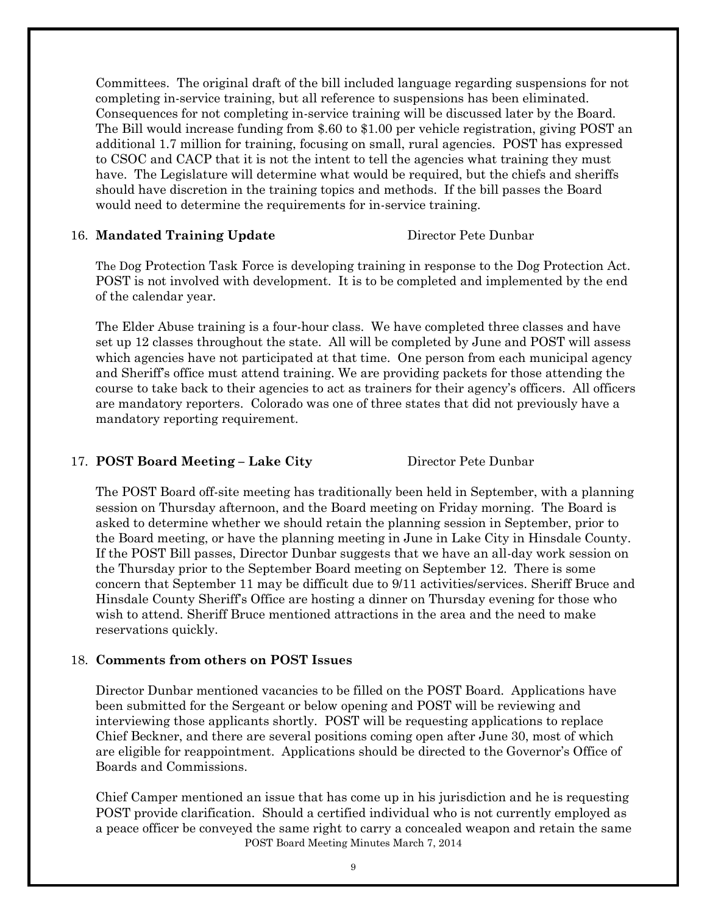Committees. The original draft of the bill included language regarding suspensions for not completing in-service training, but all reference to suspensions has been eliminated. Consequences for not completing in-service training will be discussed later by the Board. The Bill would increase funding from $.60 to $1.00 per vehicle registration, giving POST an additional 1.7 million for training, focusing on small, rural agencies. POST has expressed to CSOC and CACP that it is not the intent to tell the agencies what training they must have. The Legislature will determine what would be required, but the chiefs and sheriffs should have discretion in the training topics and methods. If the bill passes the Board would need to determine the requirements for in-service training.

16. **Mandated Training Update** Director Pete Dunbar

The Dog Protection Task Force is developing training in response to the Dog Protection Act. POST is not involved with development. It is to be completed and implemented by the end of the calendar year.

The Elder Abuse training is a four-hour class. We have completed three classes and have set up 12 classes throughout the state. All will be completed by June and POST will assess which agencies have not participated at that time. One person from each municipal agency and Sheriff's office must attend training. We are providing packets for those attending the course to take back to their agencies to act as trainers for their agency's officers. All officers are mandatory reporters. Colorado was one of three states that did not previously have a mandatory reporting requirement.

17. **POST Board Meeting – Lake City** Director Pete Dunbar

The POST Board off-site meeting has traditionally been held in September, with a planning session on Thursday afternoon, and the Board meeting on Friday morning. The Board is asked to determine whether we should retain the planning session in September, prior to the Board meeting, or have the planning meeting in June in Lake City in Hinsdale County. If the POST Bill passes, Director Dunbar suggests that we have an all-day work session on the Thursday prior to the September Board meeting on September 12. There is some concern that September 11 may be difficult due to 9/11 activities/services. Sheriff Bruce and Hinsdale County Sheriff's Office are hosting a dinner on Thursday evening for those who wish to attend. Sheriff Bruce mentioned attractions in the area and the need to make reservations quickly.

18. **Comments from others on POST Issues**

Director Dunbar mentioned vacancies to be filled on the POST Board. Applications have been submitted for the Sergeant or below opening and POST will be reviewing and interviewing those applicants shortly. POST will be requesting applications to replace Chief Beckner, and there are several positions coming open after June 30, most of which are eligible for reappointment. Applications should be directed to the Governor's Office of Boards and Commissions.

Chief Camper mentioned an issue that has come up in his jurisdiction and he is requesting POST provide clarification. Should a certified individual who is not currently employed as a peace officer be conveyed the same right to carry a concealed weapon and retain the same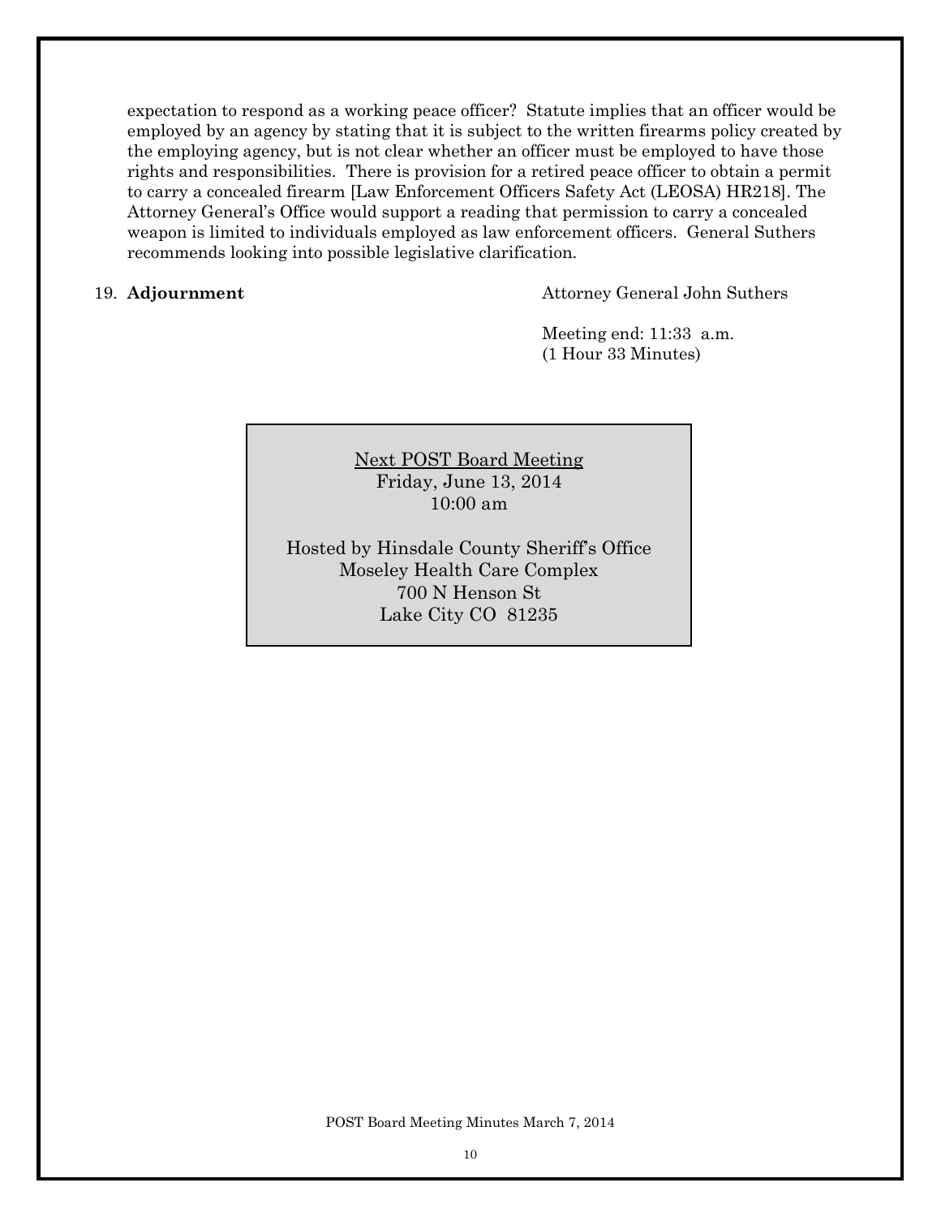expectation to respond as a working peace officer? Statute implies that an officer would be employed by an agency by stating that it is subject to the written firearms policy created by the employing agency, but is not clear whether an officer must be employed to have those rights and responsibilities. There is provision for a retired peace officer to obtain a permit to carry a concealed firearm [Law Enforcement Officers Safety Act (LEOSA) HR218]. The Attorney General's Office would support a reading that permission to carry a concealed weapon is limited to individuals employed as law enforcement officers. General Suthers recommends looking into possible legislative clarification.

19. **Adjournment** — Attorney General John Suthers

Meeting end: 11:33 a.m.
(1 Hour 33 Minutes)

<u>Next POST Board Meeting</u>
Friday, June 13, 2014
10:00 am

Hosted by Hinsdale County Sheriff's Office
Moseley Health Care Complex
700 N Henson St
Lake City CO 81235